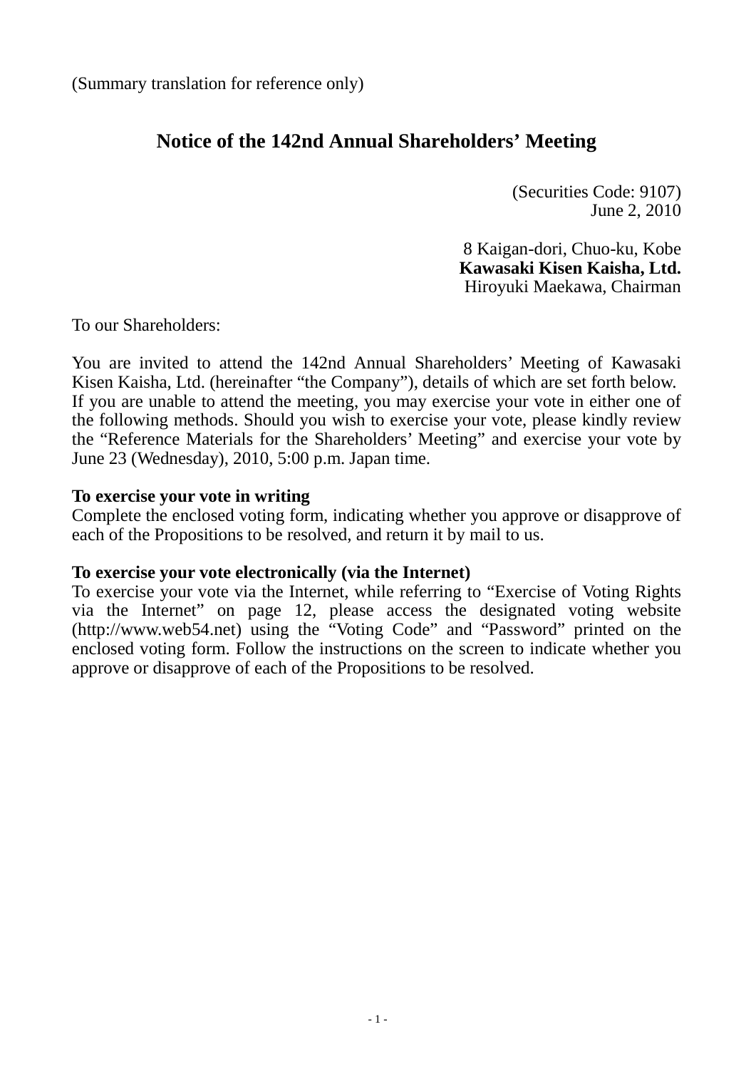(Summary translation for reference only)

# Notice of the 142nd Annual Shareholders' Meeting

(Securities Code: 9107)
June 2, 2010

8 Kaigan-dori, Chuo-ku, Kobe
**Kawasaki Kisen Kaisha, Ltd.**
Hiroyuki Maekawa, Chairman

To our Shareholders:

You are invited to attend the 142nd Annual Shareholders' Meeting of Kawasaki Kisen Kaisha, Ltd. (hereinafter "the Company"), details of which are set forth below. If you are unable to attend the meeting, you may exercise your vote in either one of the following methods. Should you wish to exercise your vote, please kindly review the "Reference Materials for the Shareholders' Meeting" and exercise your vote by June 23 (Wednesday), 2010, 5:00 p.m. Japan time.

**To exercise your vote in writing**
Complete the enclosed voting form, indicating whether you approve or disapprove of each of the Propositions to be resolved, and return it by mail to us.

**To exercise your vote electronically (via the Internet)**
To exercise your vote via the Internet, while referring to "Exercise of Voting Rights via the Internet" on page 12, please access the designated voting website (http://www.web54.net) using the "Voting Code" and "Password" printed on the enclosed voting form. Follow the instructions on the screen to indicate whether you approve or disapprove of each of the Propositions to be resolved.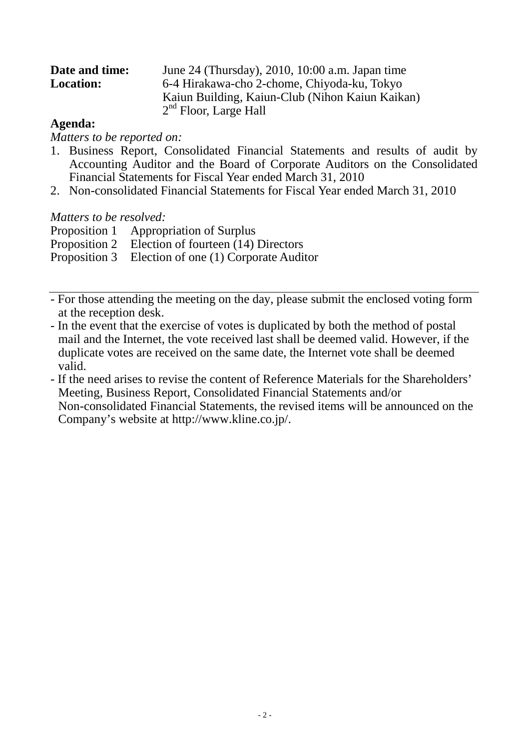**Date and time:** June 24 (Thursday), 2010, 10:00 a.m. Japan time

**Location:** 6-4 Hirakawa-cho 2-chome, Chiyoda-ku, Tokyo
Kaiun Building, Kaiun-Club (Nihon Kaiun Kaikan)
2nd Floor, Large Hall

**Agenda:**

*Matters to be reported on:*

1. Business Report, Consolidated Financial Statements and results of audit by Accounting Auditor and the Board of Corporate Auditors on the Consolidated Financial Statements for Fiscal Year ended March 31, 2010
2. Non-consolidated Financial Statements for Fiscal Year ended March 31, 2010

*Matters to be resolved:*

Proposition 1 Appropriation of Surplus
Proposition 2 Election of fourteen (14) Directors
Proposition 3 Election of one (1) Corporate Auditor

---

- For those attending the meeting on the day, please submit the enclosed voting form at the reception desk.
- In the event that the exercise of votes is duplicated by both the method of postal mail and the Internet, the vote received last shall be deemed valid. However, if the duplicate votes are received on the same date, the Internet vote shall be deemed valid.
- If the need arises to revise the content of Reference Materials for the Shareholders' Meeting, Business Report, Consolidated Financial Statements and/or Non-consolidated Financial Statements, the revised items will be announced on the Company's website at http://www.kline.co.jp/.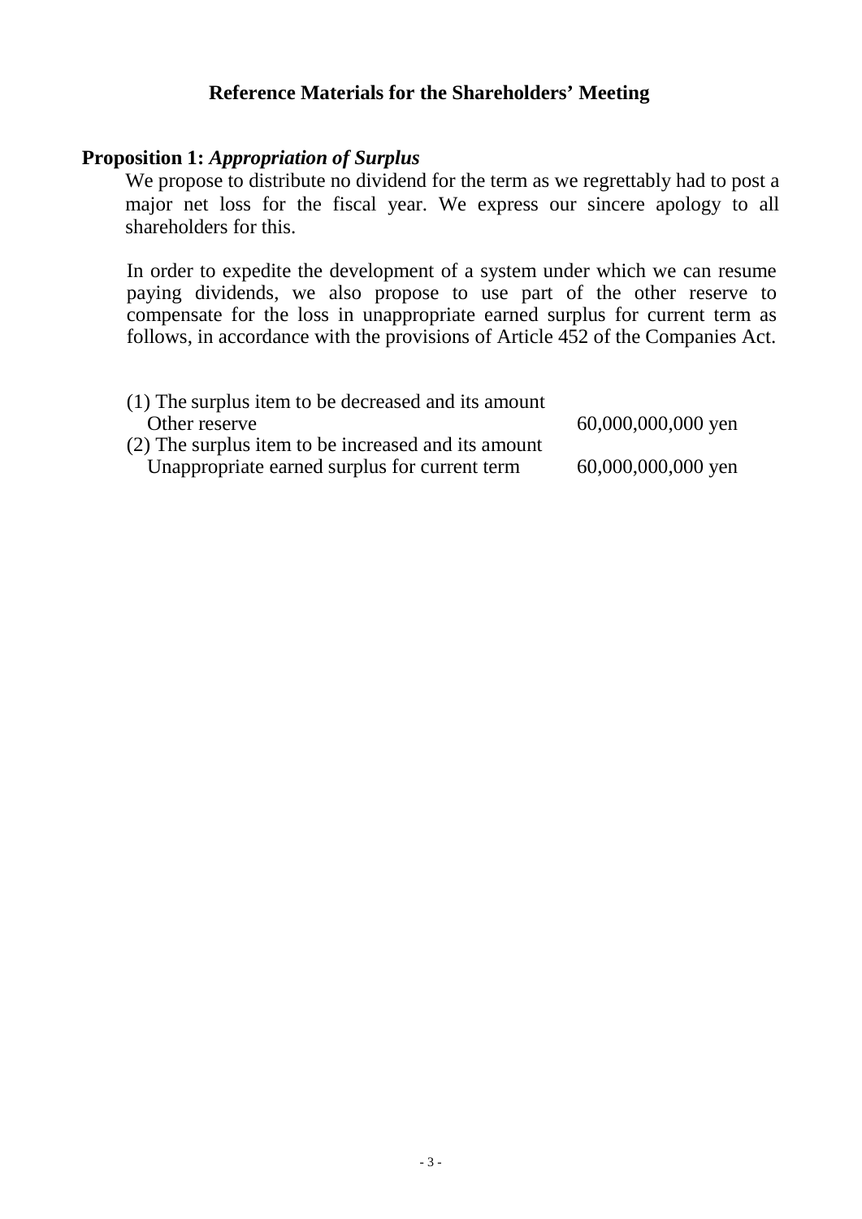## Reference Materials for the Shareholders' Meeting

**Proposition 1:** ***Appropriation of Surplus***

We propose to distribute no dividend for the term as we regrettably had to post a major net loss for the fiscal year. We express our sincere apology to all shareholders for this.

In order to expedite the development of a system under which we can resume paying dividends, we also propose to use part of the other reserve to compensate for the loss in unappropriate earned surplus for current term as follows, in accordance with the provisions of Article 452 of the Companies Act.

(1) The surplus item to be decreased and its amount

| | |
|---|---|
| Other reserve | 60,000,000,000 yen |

(2) The surplus item to be increased and its amount

| | |
|---|---|
| Unappropriate earned surplus for current term | 60,000,000,000 yen |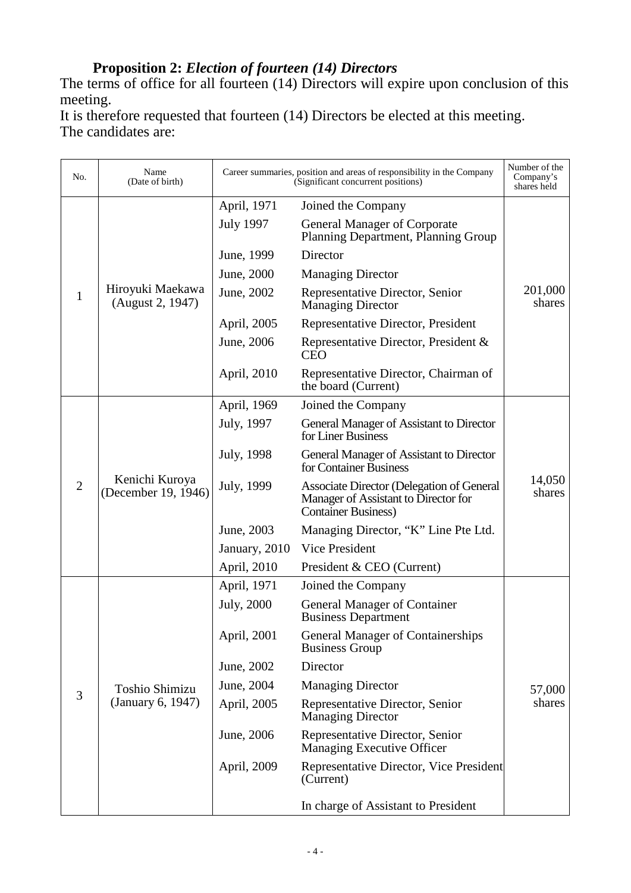**Proposition 2:** ***Election of fourteen (14) Directors***

The terms of office for all fourteen (14) Directors will expire upon conclusion of this meeting.

It is therefore requested that fourteen (14) Directors be elected at this meeting.

The candidates are:

| No. | Name (Date of birth) | Career summaries, position and areas of responsibility in the Company (Significant concurrent positions) | | Number of the Company's shares held |
|---|---|---|---|---|
| 1 | Hiroyuki Maekawa (August 2, 1947) | April, 1971 | Joined the Company | 201,000 shares |
| | | July 1997 | General Manager of Corporate Planning Department, Planning Group | |
| | | June, 1999 | Director | |
| | | June, 2000 | Managing Director | |
| | | June, 2002 | Representative Director, Senior Managing Director | |
| | | April, 2005 | Representative Director, President | |
| | | June, 2006 | Representative Director, President & CEO | |
| | | April, 2010 | Representative Director, Chairman of the board (Current) | |
| 2 | Kenichi Kuroya (December 19, 1946) | April, 1969 | Joined the Company | 14,050 shares |
| | | July, 1997 | General Manager of Assistant to Director for Liner Business | |
| | | July, 1998 | General Manager of Assistant to Director for Container Business | |
| | | July, 1999 | Associate Director (Delegation of General Manager of Assistant to Director for Container Business) | |
| | | June, 2003 | Managing Director, "K" Line Pte Ltd. | |
| | | January, 2010 | Vice President | |
| | | April, 2010 | President & CEO (Current) | |
| 3 | Toshio Shimizu (January 6, 1947) | April, 1971 | Joined the Company | 57,000 shares |
| | | July, 2000 | General Manager of Container Business Department | |
| | | April, 2001 | General Manager of Containerships Business Group | |
| | | June, 2002 | Director | |
| | | June, 2004 | Managing Director | |
| | | April, 2005 | Representative Director, Senior Managing Director | |
| | | June, 2006 | Representative Director, Senior Managing Executive Officer | |
| | | April, 2009 | Representative Director, Vice President (Current) | |
| | | | In charge of Assistant to President | |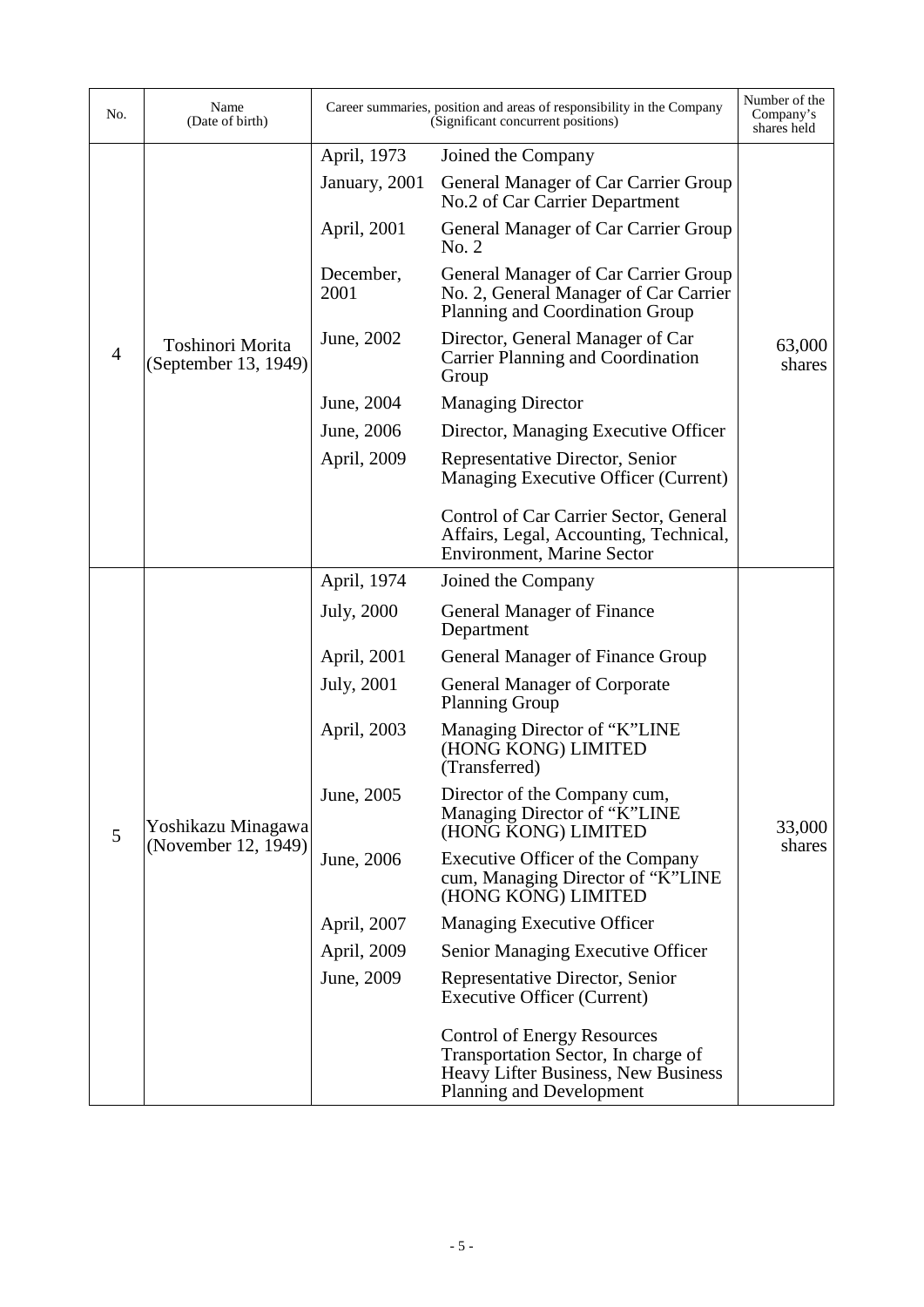| No. | Name (Date of birth) | Career summaries, position and areas of responsibility in the Company (Significant concurrent positions) | | Number of the Company's shares held |
|---|---|---|---|---|
| 4 | Toshinori Morita (September 13, 1949) | April, 1973 | Joined the Company | 63,000 shares |
| | | January, 2001 | General Manager of Car Carrier Group No.2 of Car Carrier Department | |
| | | April, 2001 | General Manager of Car Carrier Group No. 2 | |
| | | December, 2001 | General Manager of Car Carrier Group No. 2, General Manager of Car Carrier Planning and Coordination Group | |
| | | June, 2002 | Director, General Manager of Car Carrier Planning and Coordination Group | |
| | | June, 2004 | Managing Director | |
| | | June, 2006 | Director, Managing Executive Officer | |
| | | April, 2009 | Representative Director, Senior Managing Executive Officer (Current) | |
| | | | Control of Car Carrier Sector, General Affairs, Legal, Accounting, Technical, Environment, Marine Sector | |
| 5 | Yoshikazu Minagawa (November 12, 1949) | April, 1974 | Joined the Company | 33,000 shares |
| | | July, 2000 | General Manager of Finance Department | |
| | | April, 2001 | General Manager of Finance Group | |
| | | July, 2001 | General Manager of Corporate Planning Group | |
| | | April, 2003 | Managing Director of "K"LINE (HONG KONG) LIMITED (Transferred) | |
| | | June, 2005 | Director of the Company cum, Managing Director of "K"LINE (HONG KONG) LIMITED | |
| | | June, 2006 | Executive Officer of the Company cum, Managing Director of "K"LINE (HONG KONG) LIMITED | |
| | | April, 2007 | Managing Executive Officer | |
| | | April, 2009 | Senior Managing Executive Officer | |
| | | June, 2009 | Representative Director, Senior Executive Officer (Current) | |
| | | | Control of Energy Resources Transportation Sector, In charge of Heavy Lifter Business, New Business Planning and Development | |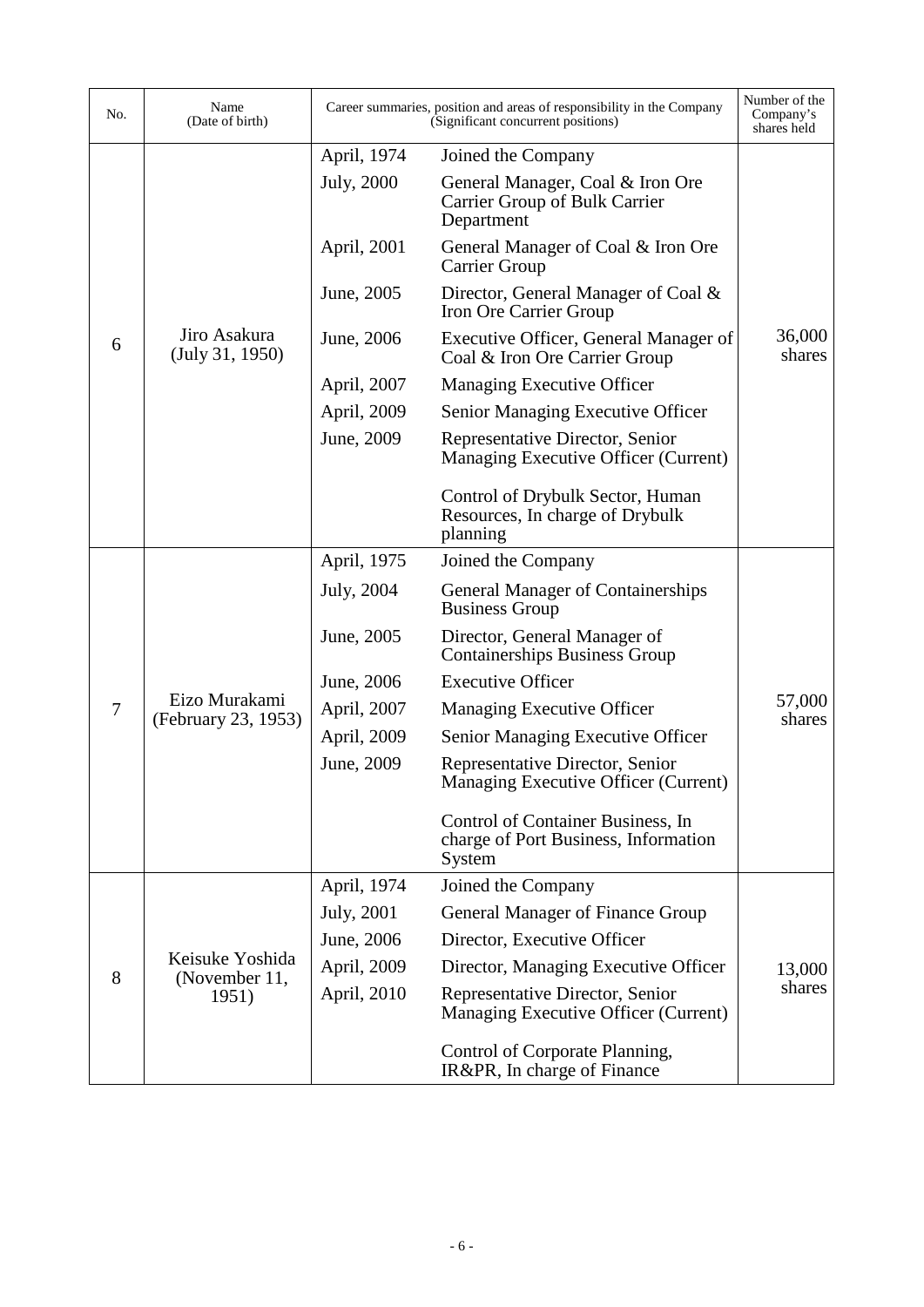| No. | Name (Date of birth) | Career summaries, position and areas of responsibility in the Company (Significant concurrent positions) | | Number of the Company's shares held |
|---|---|---|---|---|
| 6 | Jiro Asakura (July 31, 1950) | April, 1974 | Joined the Company | 36,000 shares |
| | | July, 2000 | General Manager, Coal & Iron Ore Carrier Group of Bulk Carrier Department | |
| | | April, 2001 | General Manager of Coal & Iron Ore Carrier Group | |
| | | June, 2005 | Director, General Manager of Coal & Iron Ore Carrier Group | |
| | | June, 2006 | Executive Officer, General Manager of Coal & Iron Ore Carrier Group | |
| | | April, 2007 | Managing Executive Officer | |
| | | April, 2009 | Senior Managing Executive Officer | |
| | | June, 2009 | Representative Director, Senior Managing Executive Officer (Current) | |
| | | | Control of Drybulk Sector, Human Resources, In charge of Drybulk planning | |
| 7 | Eizo Murakami (February 23, 1953) | April, 1975 | Joined the Company | 57,000 shares |
| | | July, 2004 | General Manager of Containerships Business Group | |
| | | June, 2005 | Director, General Manager of Containerships Business Group | |
| | | June, 2006 | Executive Officer | |
| | | April, 2007 | Managing Executive Officer | |
| | | April, 2009 | Senior Managing Executive Officer | |
| | | June, 2009 | Representative Director, Senior Managing Executive Officer (Current) | |
| | | | Control of Container Business, In charge of Port Business, Information System | |
| 8 | Keisuke Yoshida (November 11, 1951) | April, 1974 | Joined the Company | 13,000 shares |
| | | July, 2001 | General Manager of Finance Group | |
| | | June, 2006 | Director, Executive Officer | |
| | | April, 2009 | Director, Managing Executive Officer | |
| | | April, 2010 | Representative Director, Senior Managing Executive Officer (Current) | |
| | | | Control of Corporate Planning, IR&PR, In charge of Finance | |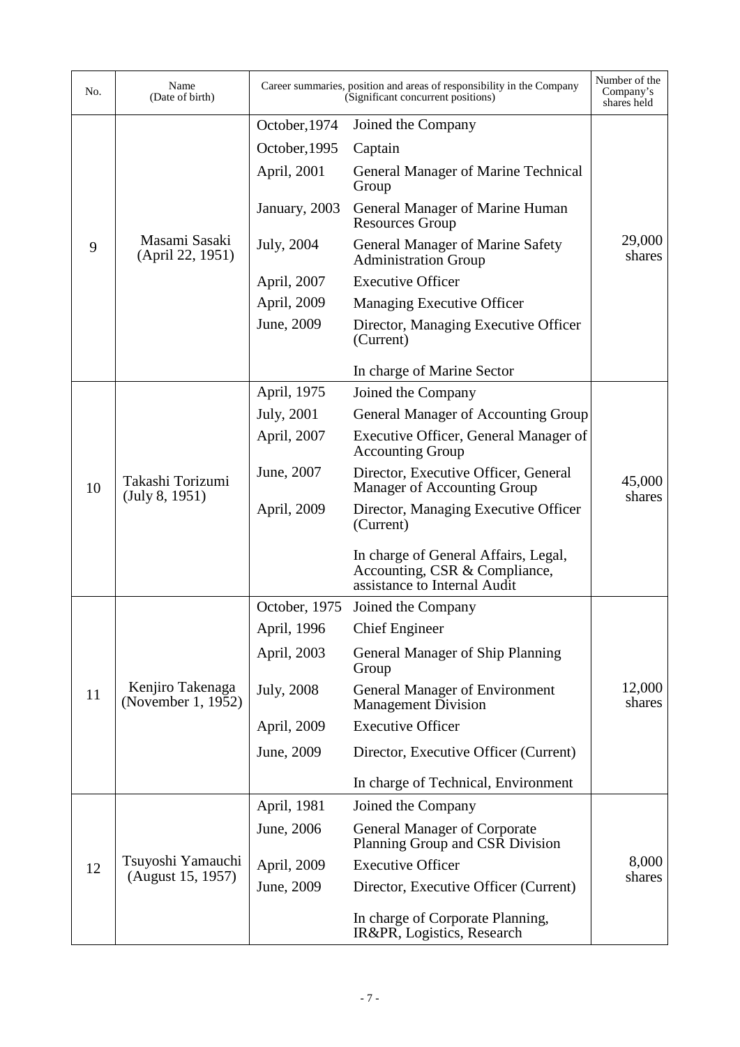| No. | Name (Date of birth) | Career summaries, position and areas of responsibility in the Company (Significant concurrent positions) | | Number of the Company's shares held |
|---|---|---|---|---|
| 9 | Masami Sasaki (April 22, 1951) | October,1974 | Joined the Company | 29,000 shares |
| | | October,1995 | Captain | |
| | | April, 2001 | General Manager of Marine Technical Group | |
| | | January, 2003 | General Manager of Marine Human Resources Group | |
| | | July, 2004 | General Manager of Marine Safety Administration Group | |
| | | April, 2007 | Executive Officer | |
| | | April, 2009 | Managing Executive Officer | |
| | | June, 2009 | Director, Managing Executive Officer (Current) | |
| | | | In charge of Marine Sector | |
| 10 | Takashi Torizumi (July 8, 1951) | April, 1975 | Joined the Company | 45,000 shares |
| | | July, 2001 | General Manager of Accounting Group | |
| | | April, 2007 | Executive Officer, General Manager of Accounting Group | |
| | | June, 2007 | Director, Executive Officer, General Manager of Accounting Group | |
| | | April, 2009 | Director, Managing Executive Officer (Current) | |
| | | | In charge of General Affairs, Legal, Accounting, CSR & Compliance, assistance to Internal Audit | |
| 11 | Kenjiro Takenaga (November 1, 1952) | October, 1975 | Joined the Company | 12,000 shares |
| | | April, 1996 | Chief Engineer | |
| | | April, 2003 | General Manager of Ship Planning Group | |
| | | July, 2008 | General Manager of Environment Management Division | |
| | | April, 2009 | Executive Officer | |
| | | June, 2009 | Director, Executive Officer (Current) | |
| | | | In charge of Technical, Environment | |
| 12 | Tsuyoshi Yamauchi (August 15, 1957) | April, 1981 | Joined the Company | 8,000 shares |
| | | June, 2006 | General Manager of Corporate Planning Group and CSR Division | |
| | | April, 2009 | Executive Officer | |
| | | June, 2009 | Director, Executive Officer (Current) | |
| | | | In charge of Corporate Planning, IR&PR, Logistics, Research | |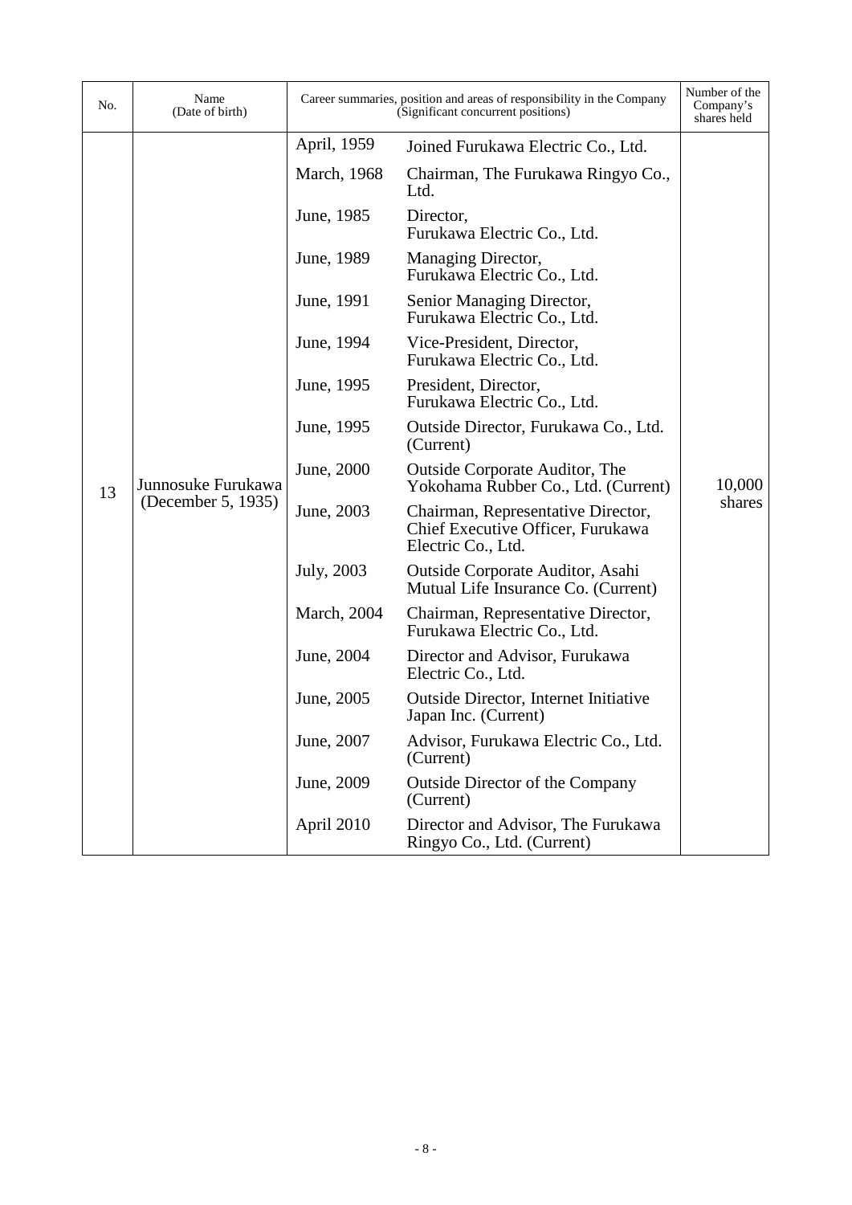| No. | Name (Date of birth) | Career summaries, position and areas of responsibility in the Company (Significant concurrent positions) | | Number of the Company's shares held |
|---|---|---|---|---|
| 13 | Junnosuke Furukawa (December 5, 1935) | April, 1959 | Joined Furukawa Electric Co., Ltd. | 10,000 shares |
| | | March, 1968 | Chairman, The Furukawa Ringyo Co., Ltd. | |
| | | June, 1985 | Director, Furukawa Electric Co., Ltd. | |
| | | June, 1989 | Managing Director, Furukawa Electric Co., Ltd. | |
| | | June, 1991 | Senior Managing Director, Furukawa Electric Co., Ltd. | |
| | | June, 1994 | Vice-President, Director, Furukawa Electric Co., Ltd. | |
| | | June, 1995 | President, Director, Furukawa Electric Co., Ltd. | |
| | | June, 1995 | Outside Director, Furukawa Co., Ltd. (Current) | |
| | | June, 2000 | Outside Corporate Auditor, The Yokohama Rubber Co., Ltd. (Current) | |
| | | June, 2003 | Chairman, Representative Director, Chief Executive Officer, Furukawa Electric Co., Ltd. | |
| | | July, 2003 | Outside Corporate Auditor, Asahi Mutual Life Insurance Co. (Current) | |
| | | March, 2004 | Chairman, Representative Director, Furukawa Electric Co., Ltd. | |
| | | June, 2004 | Director and Advisor, Furukawa Electric Co., Ltd. | |
| | | June, 2005 | Outside Director, Internet Initiative Japan Inc. (Current) | |
| | | June, 2007 | Advisor, Furukawa Electric Co., Ltd. (Current) | |
| | | June, 2009 | Outside Director of the Company (Current) | |
| | | April 2010 | Director and Advisor, The Furukawa Ringyo Co., Ltd. (Current) | |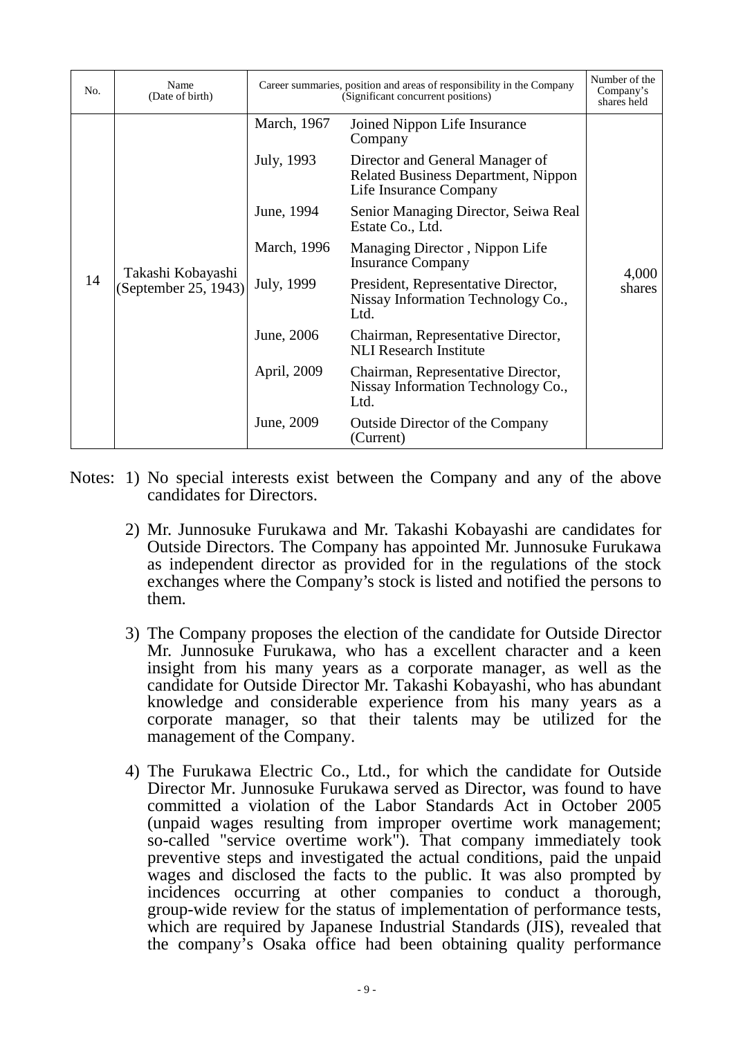| No. | Name (Date of birth) | Career summaries, position and areas of responsibility in the Company (Significant concurrent positions) | | Number of the Company's shares held |
|---|---|---|---|---|
| 14 | Takashi Kobayashi (September 25, 1943) | March, 1967 | Joined Nippon Life Insurance Company | 4,000 shares |
| | | July, 1993 | Director and General Manager of Related Business Department, Nippon Life Insurance Company | |
| | | June, 1994 | Senior Managing Director, Seiwa Real Estate Co., Ltd. | |
| | | March, 1996 | Managing Director , Nippon Life Insurance Company | |
| | | July, 1999 | President, Representative Director, Nissay Information Technology Co., Ltd. | |
| | | June, 2006 | Chairman, Representative Director, NLI Research Institute | |
| | | April, 2009 | Chairman, Representative Director, Nissay Information Technology Co., Ltd. | |
| | | June, 2009 | Outside Director of the Company (Current) | |

Notes:

1) No special interests exist between the Company and any of the above candidates for Directors.

2) Mr. Junnosuke Furukawa and Mr. Takashi Kobayashi are candidates for Outside Directors. The Company has appointed Mr. Junnosuke Furukawa as independent director as provided for in the regulations of the stock exchanges where the Company's stock is listed and notified the persons to them.

3) The Company proposes the election of the candidate for Outside Director Mr. Junnosuke Furukawa, who has a excellent character and a keen insight from his many years as a corporate manager, as well as the candidate for Outside Director Mr. Takashi Kobayashi, who has abundant knowledge and considerable experience from his many years as a corporate manager, so that their talents may be utilized for the management of the Company.

4) The Furukawa Electric Co., Ltd., for which the candidate for Outside Director Mr. Junnosuke Furukawa served as Director, was found to have committed a violation of the Labor Standards Act in October 2005 (unpaid wages resulting from improper overtime work management; so-called "service overtime work"). That company immediately took preventive steps and investigated the actual conditions, paid the unpaid wages and disclosed the facts to the public. It was also prompted by incidences occurring at other companies to conduct a thorough, group-wide review for the status of implementation of performance tests, which are required by Japanese Industrial Standards (JIS), revealed that the company's Osaka office had been obtaining quality performance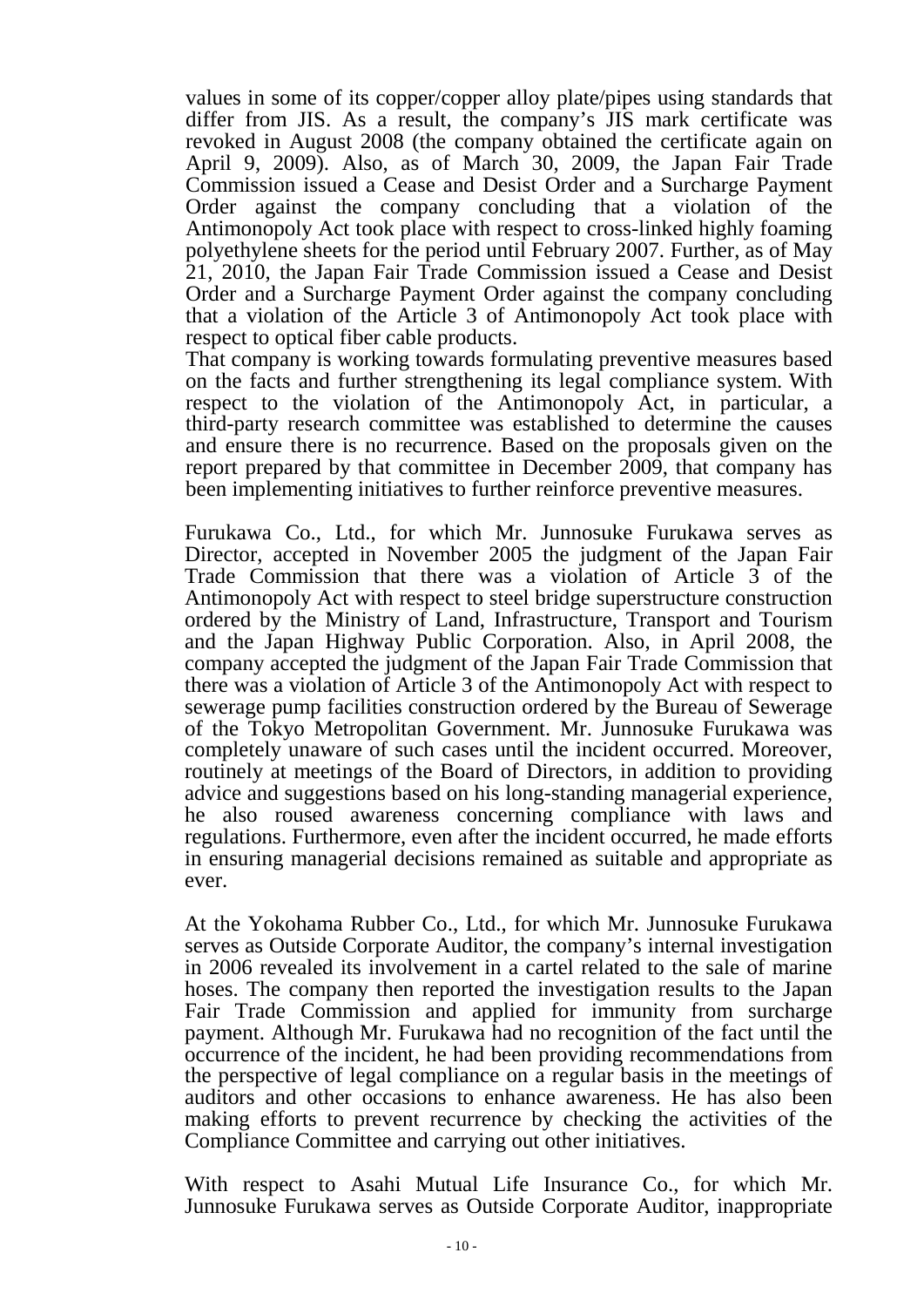values in some of its copper/copper alloy plate/pipes using standards that differ from JIS. As a result, the company's JIS mark certificate was revoked in August 2008 (the company obtained the certificate again on April 9, 2009). Also, as of March 30, 2009, the Japan Fair Trade Commission issued a Cease and Desist Order and a Surcharge Payment Order against the company concluding that a violation of the Antimonopoly Act took place with respect to cross-linked highly foaming polyethylene sheets for the period until February 2007. Further, as of May 21, 2010, the Japan Fair Trade Commission issued a Cease and Desist Order and a Surcharge Payment Order against the company concluding that a violation of the Article 3 of Antimonopoly Act took place with respect to optical fiber cable products.
That company is working towards formulating preventive measures based on the facts and further strengthening its legal compliance system. With respect to the violation of the Antimonopoly Act, in particular, a third-party research committee was established to determine the causes and ensure there is no recurrence. Based on the proposals given on the report prepared by that committee in December 2009, that company has been implementing initiatives to further reinforce preventive measures.

Furukawa Co., Ltd., for which Mr. Junnosuke Furukawa serves as Director, accepted in November 2005 the judgment of the Japan Fair Trade Commission that there was a violation of Article 3 of the Antimonopoly Act with respect to steel bridge superstructure construction ordered by the Ministry of Land, Infrastructure, Transport and Tourism and the Japan Highway Public Corporation. Also, in April 2008, the company accepted the judgment of the Japan Fair Trade Commission that there was a violation of Article 3 of the Antimonopoly Act with respect to sewerage pump facilities construction ordered by the Bureau of Sewerage of the Tokyo Metropolitan Government. Mr. Junnosuke Furukawa was completely unaware of such cases until the incident occurred. Moreover, routinely at meetings of the Board of Directors, in addition to providing advice and suggestions based on his long-standing managerial experience, he also roused awareness concerning compliance with laws and regulations. Furthermore, even after the incident occurred, he made efforts in ensuring managerial decisions remained as suitable and appropriate as ever.

At the Yokohama Rubber Co., Ltd., for which Mr. Junnosuke Furukawa serves as Outside Corporate Auditor, the company's internal investigation in 2006 revealed its involvement in a cartel related to the sale of marine hoses. The company then reported the investigation results to the Japan Fair Trade Commission and applied for immunity from surcharge payment. Although Mr. Furukawa had no recognition of the fact until the occurrence of the incident, he had been providing recommendations from the perspective of legal compliance on a regular basis in the meetings of auditors and other occasions to enhance awareness. He has also been making efforts to prevent recurrence by checking the activities of the Compliance Committee and carrying out other initiatives.

With respect to Asahi Mutual Life Insurance Co., for which Mr. Junnosuke Furukawa serves as Outside Corporate Auditor, inappropriate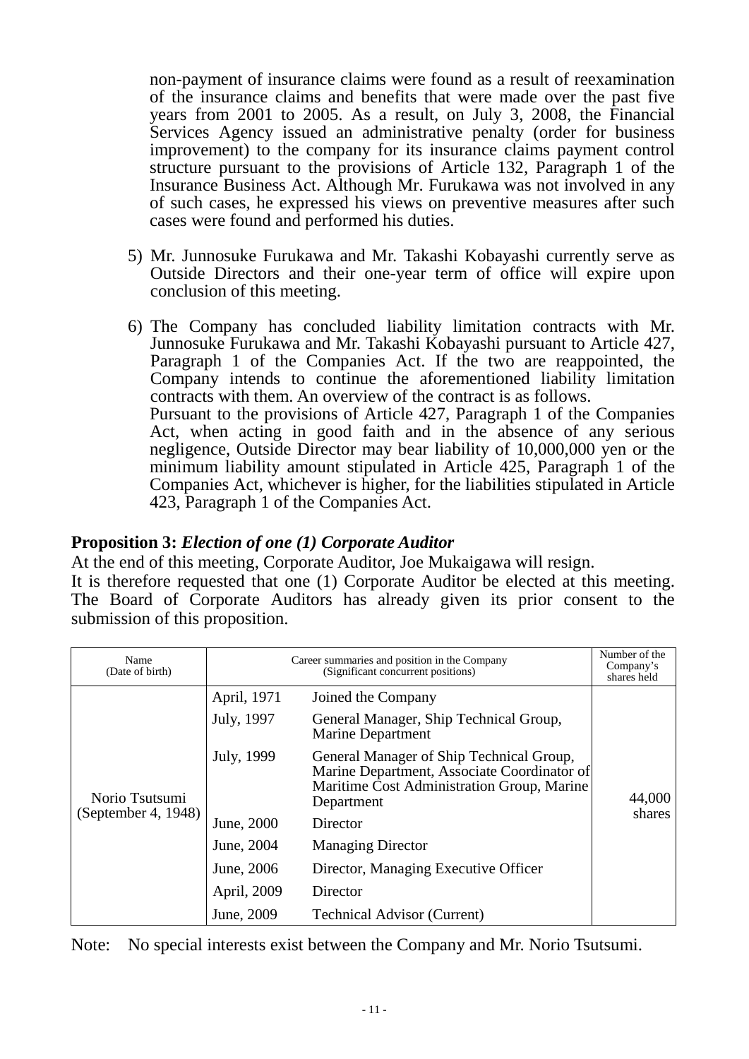non-payment of insurance claims were found as a result of reexamination of the insurance claims and benefits that were made over the past five years from 2001 to 2005. As a result, on July 3, 2008, the Financial Services Agency issued an administrative penalty (order for business improvement) to the company for its insurance claims payment control structure pursuant to the provisions of Article 132, Paragraph 1 of the Insurance Business Act. Although Mr. Furukawa was not involved in any of such cases, he expressed his views on preventive measures after such cases were found and performed his duties.

5) Mr. Junnosuke Furukawa and Mr. Takashi Kobayashi currently serve as Outside Directors and their one-year term of office will expire upon conclusion of this meeting.

6) The Company has concluded liability limitation contracts with Mr. Junnosuke Furukawa and Mr. Takashi Kobayashi pursuant to Article 427, Paragraph 1 of the Companies Act. If the two are reappointed, the Company intends to continue the aforementioned liability limitation contracts with them. An overview of the contract is as follows.
Pursuant to the provisions of Article 427, Paragraph 1 of the Companies Act, when acting in good faith and in the absence of any serious negligence, Outside Director may bear liability of 10,000,000 yen or the minimum liability amount stipulated in Article 425, Paragraph 1 of the Companies Act, whichever is higher, for the liabilities stipulated in Article 423, Paragraph 1 of the Companies Act.

## Proposition 3: *Election of one (1) Corporate Auditor*

At the end of this meeting, Corporate Auditor, Joe Mukaigawa will resign.
It is therefore requested that one (1) Corporate Auditor be elected at this meeting. The Board of Corporate Auditors has already given its prior consent to the submission of this proposition.

| Name (Date of birth) | Career summaries and position in the Company (Significant concurrent positions) | | Number of the Company's shares held |
|---|---|---|---|
| Norio Tsutsumi (September 4, 1948) | April, 1971 | Joined the Company | 44,000 shares |
| | July, 1997 | General Manager, Ship Technical Group, Marine Department | |
| | July, 1999 | General Manager of Ship Technical Group, Marine Department, Associate Coordinator of Maritime Cost Administration Group, Marine Department | |
| | June, 2000 | Director | |
| | June, 2004 | Managing Director | |
| | June, 2006 | Director, Managing Executive Officer | |
| | April, 2009 | Director | |
| | June, 2009 | Technical Advisor (Current) | |

Note: No special interests exist between the Company and Mr. Norio Tsutsumi.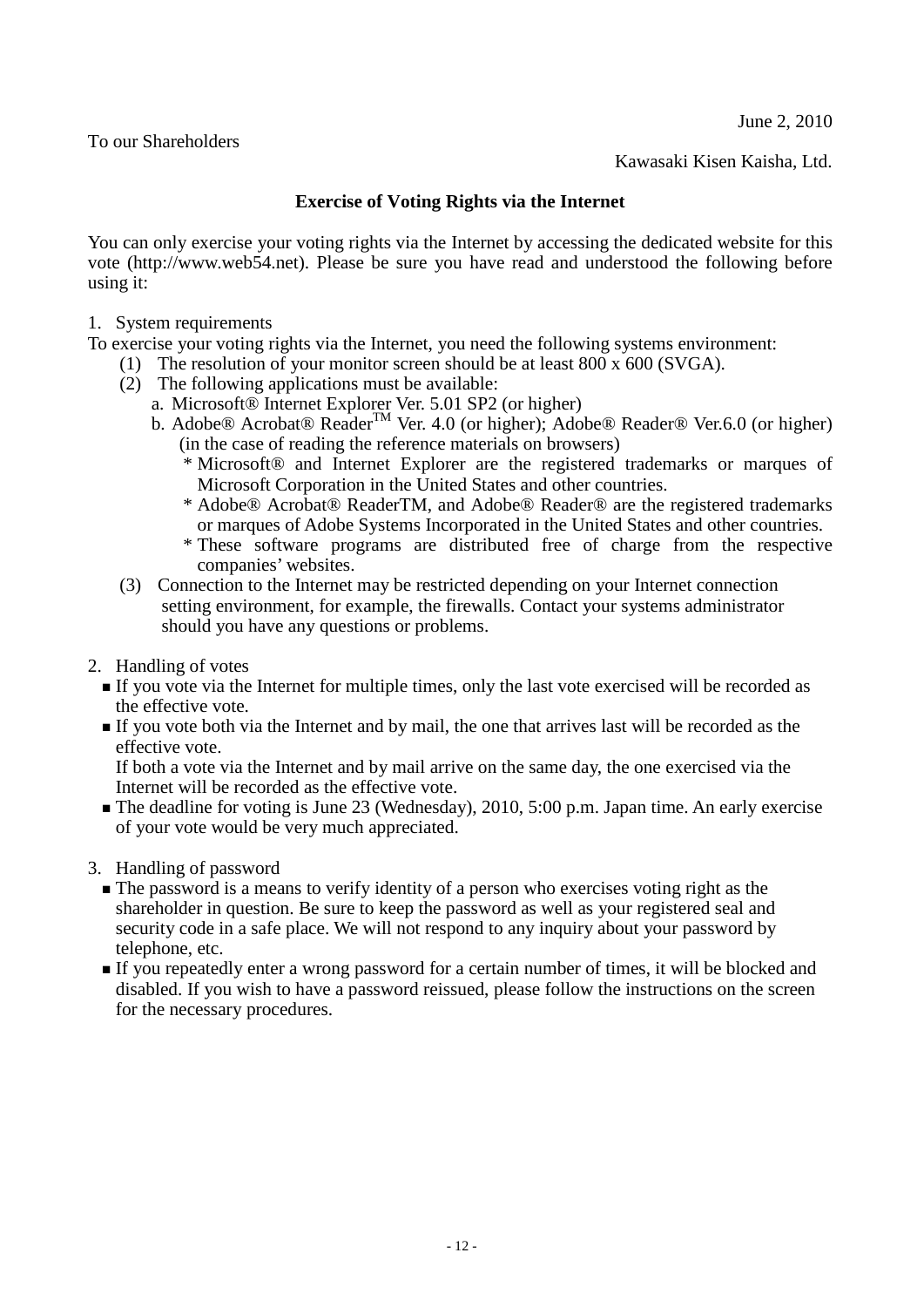June 2, 2010

To our Shareholders

Kawasaki Kisen Kaisha, Ltd.

**Exercise of Voting Rights via the Internet**

You can only exercise your voting rights via the Internet by accessing the dedicated website for this vote (http://www.web54.net). Please be sure you have read and understood the following before using it:

1. System requirements

To exercise your voting rights via the Internet, you need the following systems environment:

(1) The resolution of your monitor screen should be at least 800 x 600 (SVGA).

(2) The following applications must be available:

a. Microsoft® Internet Explorer Ver. 5.01 SP2 (or higher)

b. Adobe® Acrobat® Reader™ Ver. 4.0 (or higher); Adobe® Reader® Ver.6.0 (or higher) (in the case of reading the reference materials on browsers)

* Microsoft® and Internet Explorer are the registered trademarks or marques of Microsoft Corporation in the United States and other countries.
* Adobe® Acrobat® ReaderTM, and Adobe® Reader® are the registered trademarks or marques of Adobe Systems Incorporated in the United States and other countries.
* These software programs are distributed free of charge from the respective companies' websites.

(3) Connection to the Internet may be restricted depending on your Internet connection setting environment, for example, the firewalls. Contact your systems administrator should you have any questions or problems.

2. Handling of votes

- If you vote via the Internet for multiple times, only the last vote exercised will be recorded as the effective vote.
- If you vote both via the Internet and by mail, the one that arrives last will be recorded as the effective vote.
  If both a vote via the Internet and by mail arrive on the same day, the one exercised via the Internet will be recorded as the effective vote.
- The deadline for voting is June 23 (Wednesday), 2010, 5:00 p.m. Japan time. An early exercise of your vote would be very much appreciated.

3. Handling of password

- The password is a means to verify identity of a person who exercises voting right as the shareholder in question. Be sure to keep the password as well as your registered seal and security code in a safe place. We will not respond to any inquiry about your password by telephone, etc.
- If you repeatedly enter a wrong password for a certain number of times, it will be blocked and disabled. If you wish to have a password reissued, please follow the instructions on the screen for the necessary procedures.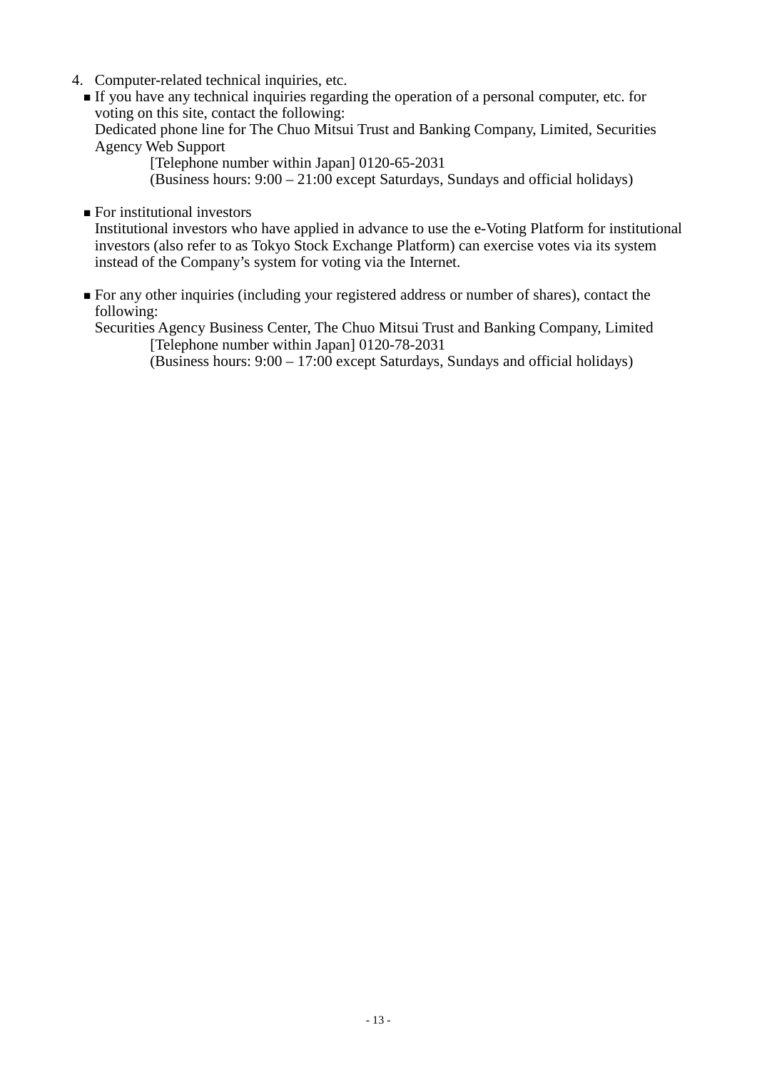4. Computer-related technical inquiries, etc.
   - If you have any technical inquiries regarding the operation of a personal computer, etc. for voting on this site, contact the following:
     Dedicated phone line for The Chuo Mitsui Trust and Banking Company, Limited, Securities Agency Web Support
       [Telephone number within Japan] 0120-65-2031
       (Business hours: 9:00 – 21:00 except Saturdays, Sundays and official holidays)

   - For institutional investors
     Institutional investors who have applied in advance to use the e-Voting Platform for institutional investors (also refer to as Tokyo Stock Exchange Platform) can exercise votes via its system instead of the Company's system for voting via the Internet.

   - For any other inquiries (including your registered address or number of shares), contact the following:
     Securities Agency Business Center, The Chuo Mitsui Trust and Banking Company, Limited
       [Telephone number within Japan] 0120-78-2031
       (Business hours: 9:00 – 17:00 except Saturdays, Sundays and official holidays)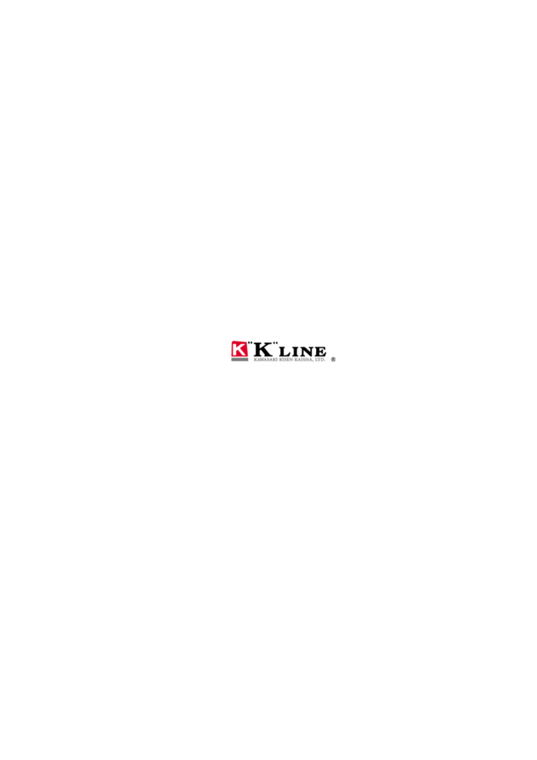"K" LINE

KAWASAKI KISEN KAISHA, LTD. ®